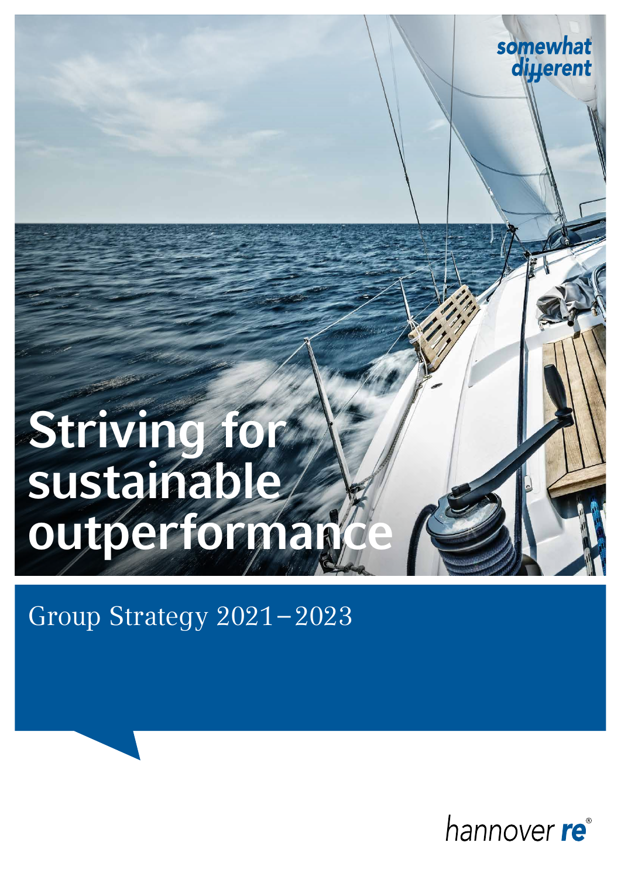somewhat different

# Striving for sustainable outperformance

## Group Strategy 2021–2023

hannover re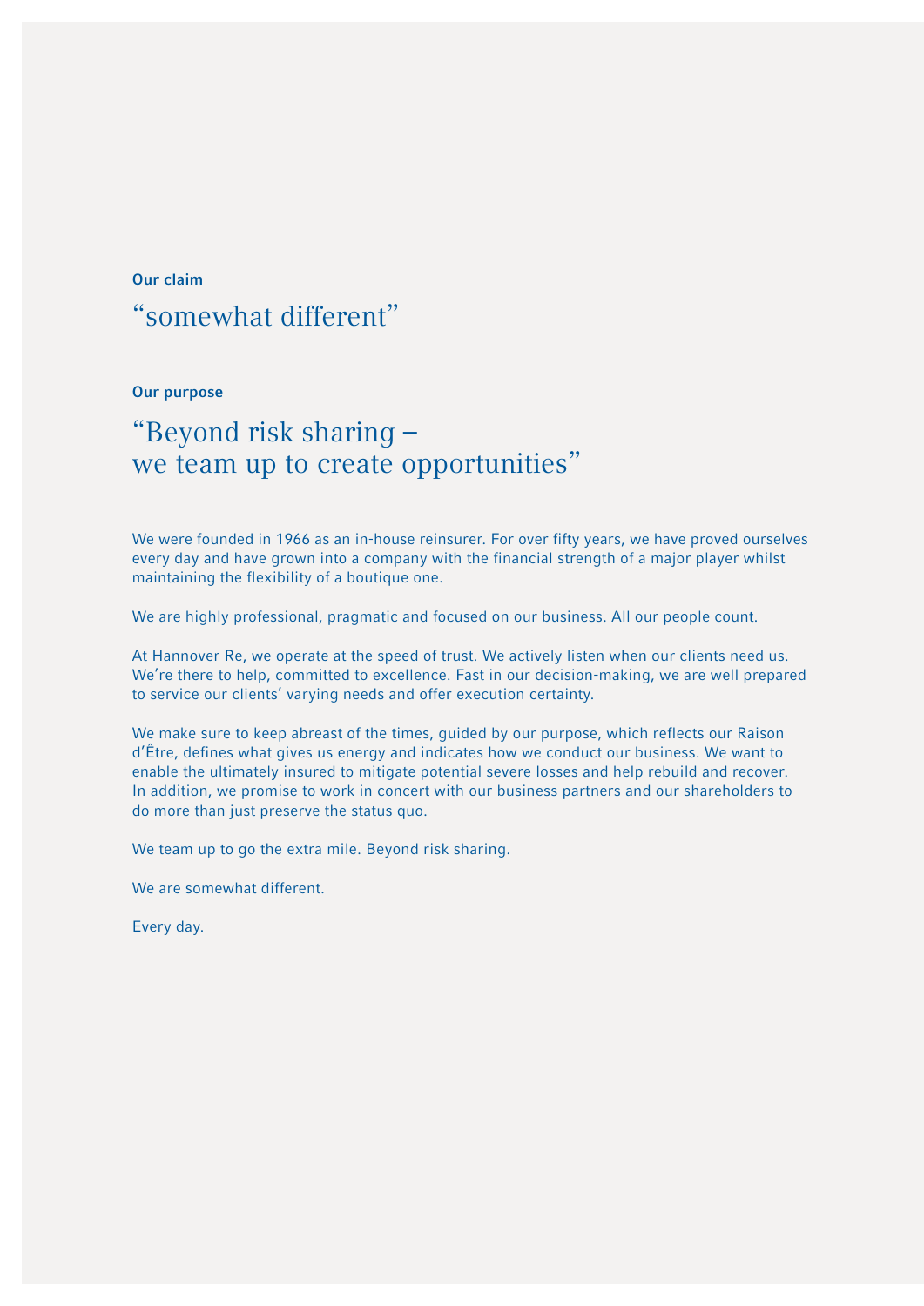### Our claim

## “somewhat different”

### Our purpose

## “Beyond risk sharing – we team up to create opportunities”

We were founded in 1966 as an in-house reinsurer. For over fifty years, we have proved ourselves every day and have grown into a company with the financial strength of a major player whilst maintaining the flexibility of a boutique one.

We are highly professional, pragmatic and focused on our business. All our people count.

At Hannover Re, we operate at the speed of trust. We actively listen when our clients need us. We’re there to help, committed to excellence. Fast in our decision-making, we are well prepared to service our clients’ varying needs and offer execution certainty.

We make sure to keep abreast of the times, guided by our purpose, which reflects our Raison d’Être, defines what gives us energy and indicates how we conduct our business. We want to enable the ultimately insured to mitigate potential severe losses and help rebuild and recover. In addition, we promise to work in concert with our business partners and our shareholders to do more than just preserve the status quo.

We team up to go the extra mile. Beyond risk sharing.

We are somewhat different.

Every day.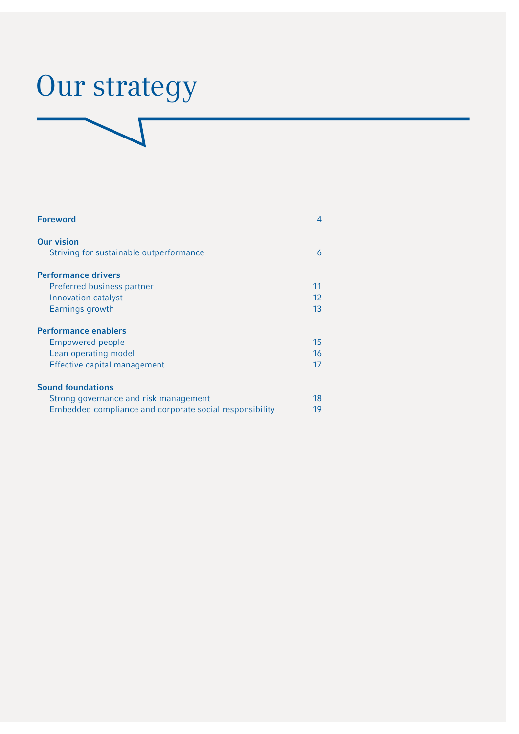# Our strategy

| | |
|---|---|
| **Foreword** | 4 |
| **Our vision** | |
| Striving for sustainable outperformance | 6 |
| **Performance drivers** | |
| Preferred business partner | 11 |
| Innovation catalyst | 12 |
| Earnings growth | 13 |
| **Performance enablers** | |
| Empowered people | 15 |
| Lean operating model | 16 |
| Effective capital management | 17 |
| **Sound foundations** | |
| Strong governance and risk management | 18 |
| Embedded compliance and corporate social responsibility | 19 |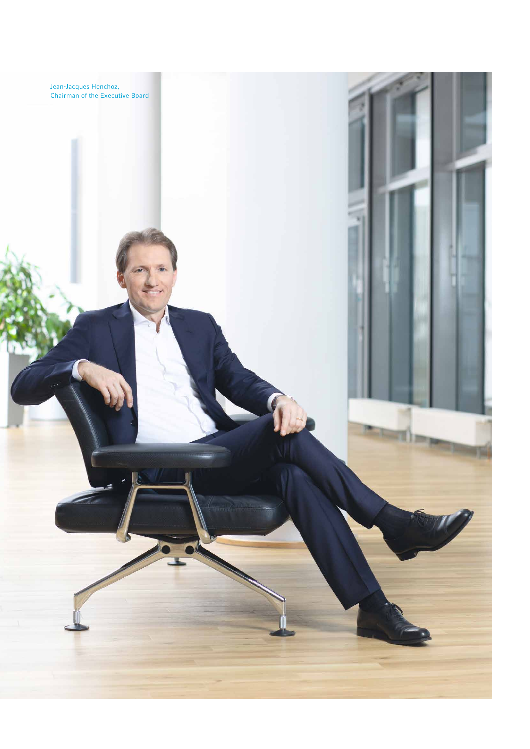Jean-Jacques Henchoz,
Chairman of the Executive Board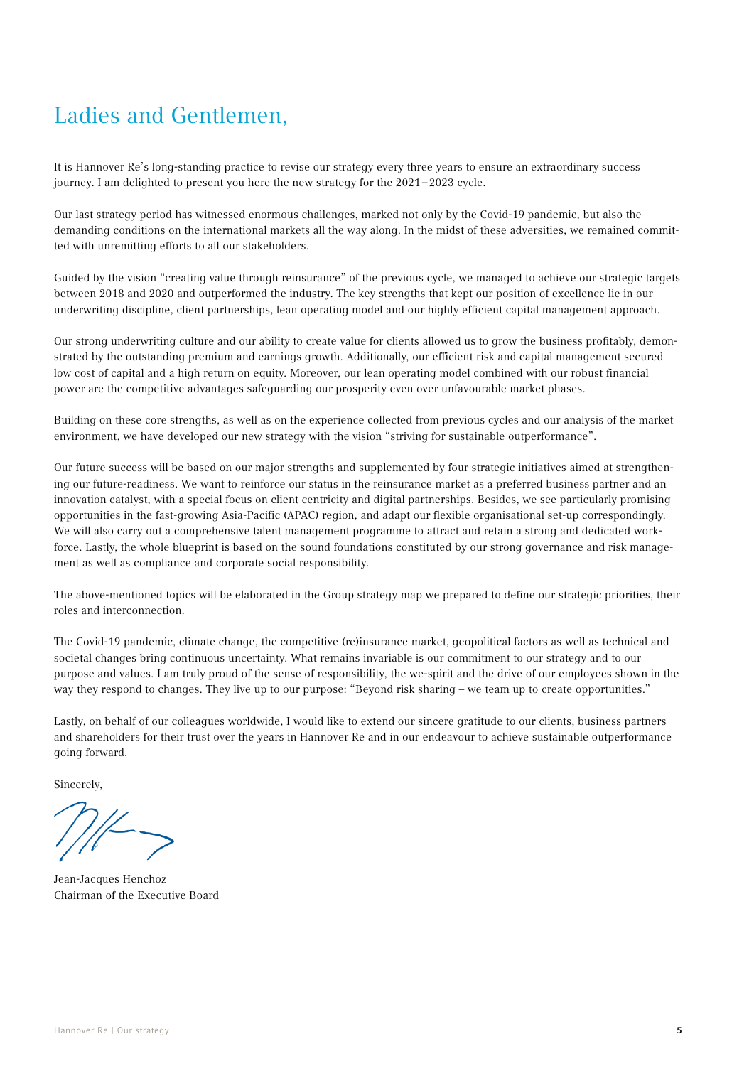# Ladies and Gentlemen,

It is Hannover Re's long-standing practice to revise our strategy every three years to ensure an extraordinary success journey. I am delighted to present you here the new strategy for the 2021–2023 cycle.

Our last strategy period has witnessed enormous challenges, marked not only by the Covid-19 pandemic, but also the demanding conditions on the international markets all the way along. In the midst of these adversities, we remained committed with unremitting efforts to all our stakeholders.

Guided by the vision "creating value through reinsurance" of the previous cycle, we managed to achieve our strategic targets between 2018 and 2020 and outperformed the industry. The key strengths that kept our position of excellence lie in our underwriting discipline, client partnerships, lean operating model and our highly efficient capital management approach.

Our strong underwriting culture and our ability to create value for clients allowed us to grow the business profitably, demonstrated by the outstanding premium and earnings growth. Additionally, our efficient risk and capital management secured low cost of capital and a high return on equity. Moreover, our lean operating model combined with our robust financial power are the competitive advantages safeguarding our prosperity even over unfavourable market phases.

Building on these core strengths, as well as on the experience collected from previous cycles and our analysis of the market environment, we have developed our new strategy with the vision "striving for sustainable outperformance".

Our future success will be based on our major strengths and supplemented by four strategic initiatives aimed at strengthening our future-readiness. We want to reinforce our status in the reinsurance market as a preferred business partner and an innovation catalyst, with a special focus on client centricity and digital partnerships. Besides, we see particularly promising opportunities in the fast-growing Asia-Pacific (APAC) region, and adapt our flexible organisational set-up correspondingly. We will also carry out a comprehensive talent management programme to attract and retain a strong and dedicated workforce. Lastly, the whole blueprint is based on the sound foundations constituted by our strong governance and risk management as well as compliance and corporate social responsibility.

The above-mentioned topics will be elaborated in the Group strategy map we prepared to define our strategic priorities, their roles and interconnection.

The Covid-19 pandemic, climate change, the competitive (re)insurance market, geopolitical factors as well as technical and societal changes bring continuous uncertainty. What remains invariable is our commitment to our strategy and to our purpose and values. I am truly proud of the sense of responsibility, the we-spirit and the drive of our employees shown in the way they respond to changes. They live up to our purpose: "Beyond risk sharing – we team up to create opportunities."

Lastly, on behalf of our colleagues worldwide, I would like to extend our sincere gratitude to our clients, business partners and shareholders for their trust over the years in Hannover Re and in our endeavour to achieve sustainable outperformance going forward.

Sincerely,

Jean-Jacques Henchoz
Chairman of the Executive Board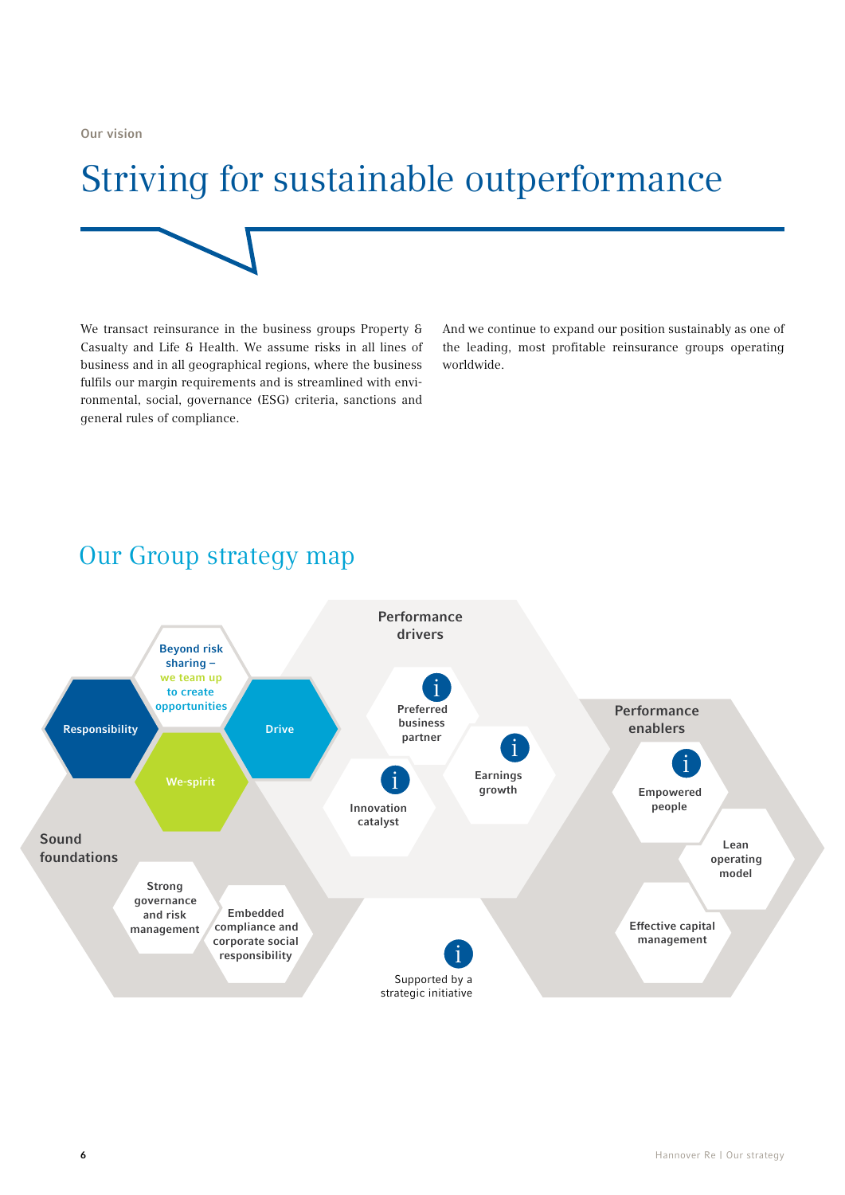Our vision

# Striving for sustainable outperformance

We transact reinsurance in the business groups Property & Casualty and Life & Health. We assume risks in all lines of business and in all geographical regions, where the business fulfils our margin requirements and is streamlined with environmental, social, governance (ESG) criteria, sanctions and general rules of compliance.

And we continue to expand our position sustainably as one of the leading, most profitable reinsurance groups operating worldwide.

## Our Group strategy map

Beyond risk sharing – we team up to create opportunities

Responsibility

Drive

We-spirit

**Performance drivers**

- Preferred business partner
- Earnings growth
- Innovation catalyst

**Performance enablers**

- Empowered people
- Lean operating model
- Effective capital management

**Sound foundations**

- Strong governance and risk management
- Embedded compliance and corporate social responsibility

i Supported by a strategic initiative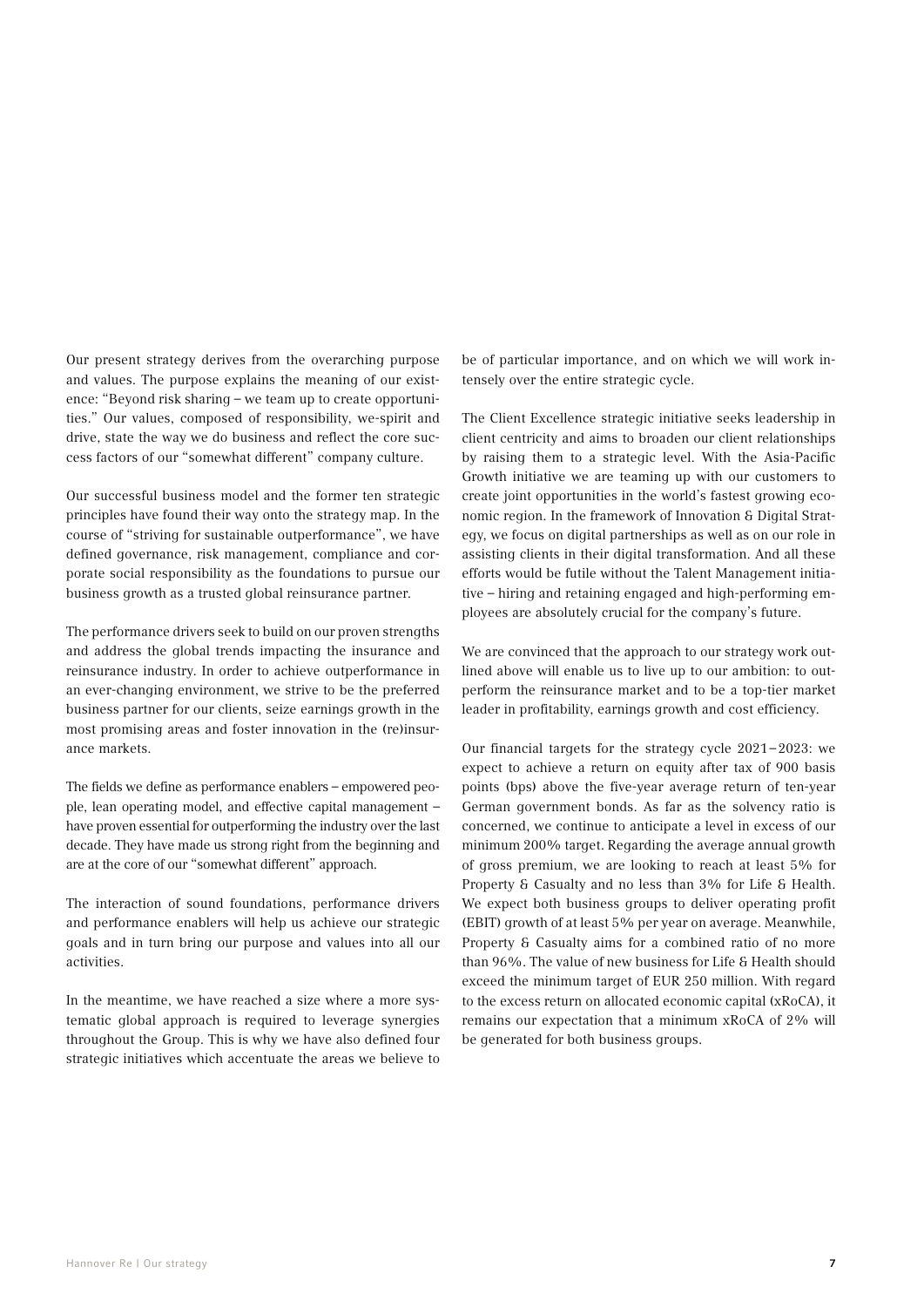Our present strategy derives from the overarching purpose and values. The purpose explains the meaning of our existence: "Beyond risk sharing – we team up to create opportunities." Our values, composed of responsibility, we-spirit and drive, state the way we do business and reflect the core success factors of our "somewhat different" company culture.

Our successful business model and the former ten strategic principles have found their way onto the strategy map. In the course of "striving for sustainable outperformance", we have defined governance, risk management, compliance and corporate social responsibility as the foundations to pursue our business growth as a trusted global reinsurance partner.

The performance drivers seek to build on our proven strengths and address the global trends impacting the insurance and reinsurance industry. In order to achieve outperformance in an ever-changing environment, we strive to be the preferred business partner for our clients, seize earnings growth in the most promising areas and foster innovation in the (re)insurance markets.

The fields we define as performance enablers – empowered people, lean operating model, and effective capital management – have proven essential for outperforming the industry over the last decade. They have made us strong right from the beginning and are at the core of our "somewhat different" approach.

The interaction of sound foundations, performance drivers and performance enablers will help us achieve our strategic goals and in turn bring our purpose and values into all our activities.

In the meantime, we have reached a size where a more systematic global approach is required to leverage synergies throughout the Group. This is why we have also defined four strategic initiatives which accentuate the areas we believe to be of particular importance, and on which we will work intensely over the entire strategic cycle.

The Client Excellence strategic initiative seeks leadership in client centricity and aims to broaden our client relationships by raising them to a strategic level. With the Asia-Pacific Growth initiative we are teaming up with our customers to create joint opportunities in the world's fastest growing economic region. In the framework of Innovation & Digital Strategy, we focus on digital partnerships as well as on our role in assisting clients in their digital transformation. And all these efforts would be futile without the Talent Management initiative – hiring and retaining engaged and high-performing employees are absolutely crucial for the company's future.

We are convinced that the approach to our strategy work outlined above will enable us to live up to our ambition: to outperform the reinsurance market and to be a top-tier market leader in profitability, earnings growth and cost efficiency.

Our financial targets for the strategy cycle 2021–2023: we expect to achieve a return on equity after tax of 900 basis points (bps) above the five-year average return of ten-year German government bonds. As far as the solvency ratio is concerned, we continue to anticipate a level in excess of our minimum 200% target. Regarding the average annual growth of gross premium, we are looking to reach at least 5% for Property & Casualty and no less than 3% for Life & Health. We expect both business groups to deliver operating profit (EBIT) growth of at least 5% per year on average. Meanwhile, Property & Casualty aims for a combined ratio of no more than 96%. The value of new business for Life & Health should exceed the minimum target of EUR 250 million. With regard to the excess return on allocated economic capital (xRoCA), it remains our expectation that a minimum xRoCA of 2% will be generated for both business groups.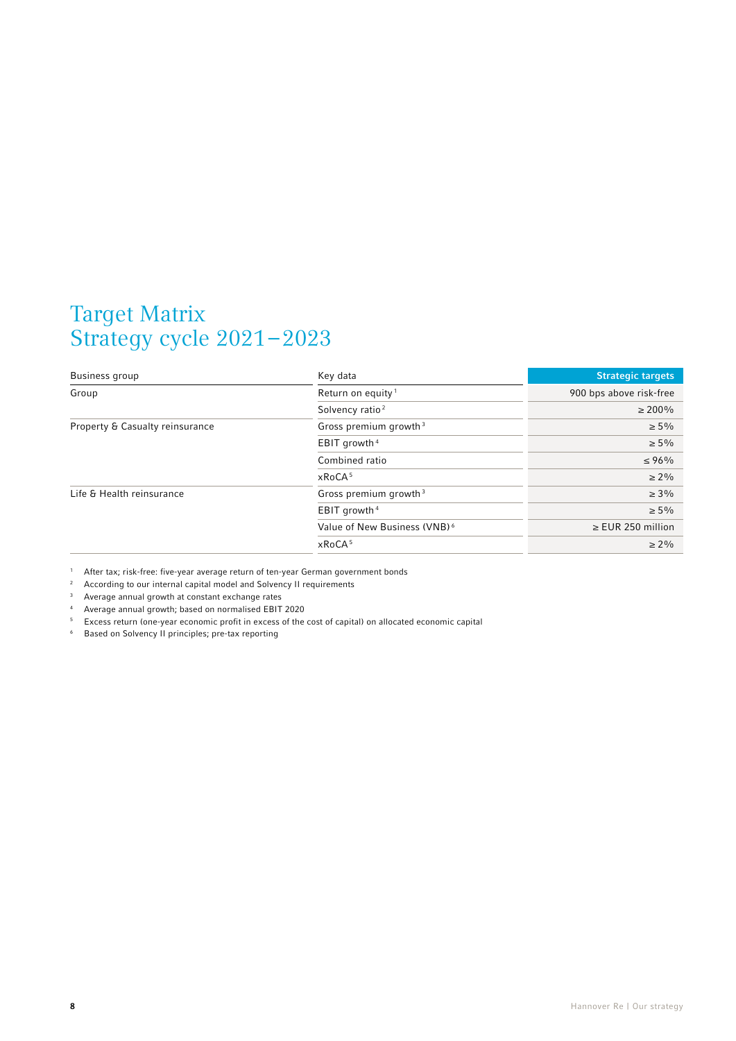# Target Matrix
# Strategy cycle 2021–2023

| Business group | Key data | Strategic targets |
|---|---|---|
| Group | Return on equity [1] | 900 bps above risk-free |
| | Solvency ratio [2] | ≥ 200% |
| Property & Casualty reinsurance | Gross premium growth [3] | ≥ 5% |
| | EBIT growth [4] | ≥ 5% |
| | Combined ratio | ≤ 96% |
| | xRoCA [5] | ≥ 2% |
| Life & Health reinsurance | Gross premium growth [3] | ≥ 3% |
| | EBIT growth [4] | ≥ 5% |
| | Value of New Business (VNB) [6] | ≥ EUR 250 million |
| | xRoCA [5] | ≥ 2% |

[1] After tax; risk-free: five-year average return of ten-year German government bonds

[2] According to our internal capital model and Solvency II requirements

[3] Average annual growth at constant exchange rates

[4] Average annual growth; based on normalised EBIT 2020

[5] Excess return (one-year economic profit in excess of the cost of capital) on allocated economic capital

[6] Based on Solvency II principles; pre-tax reporting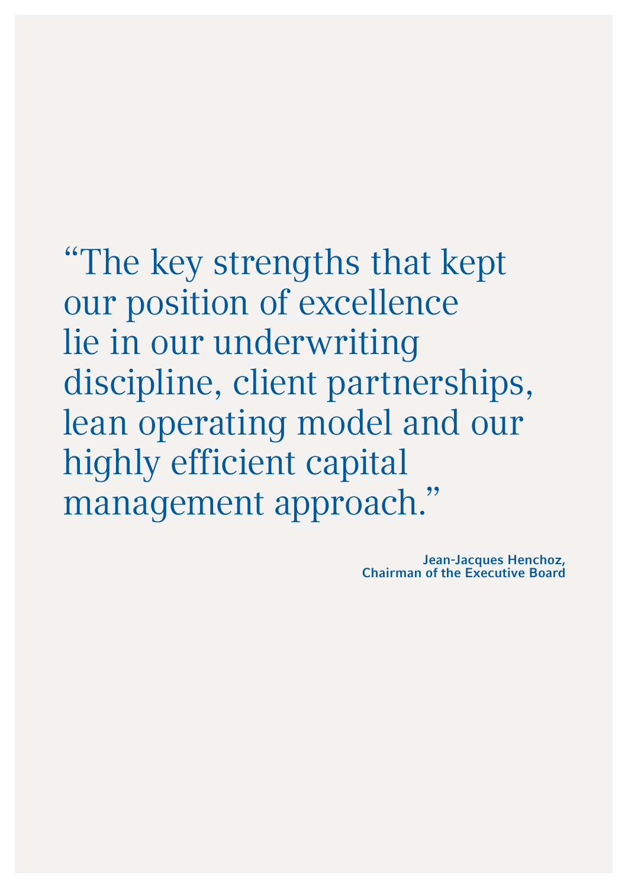"The key strengths that kept our position of excellence lie in our underwriting discipline, client partnerships, lean operating model and our highly efficient capital management approach."

**Jean-Jacques Henchoz,**
**Chairman of the Executive Board**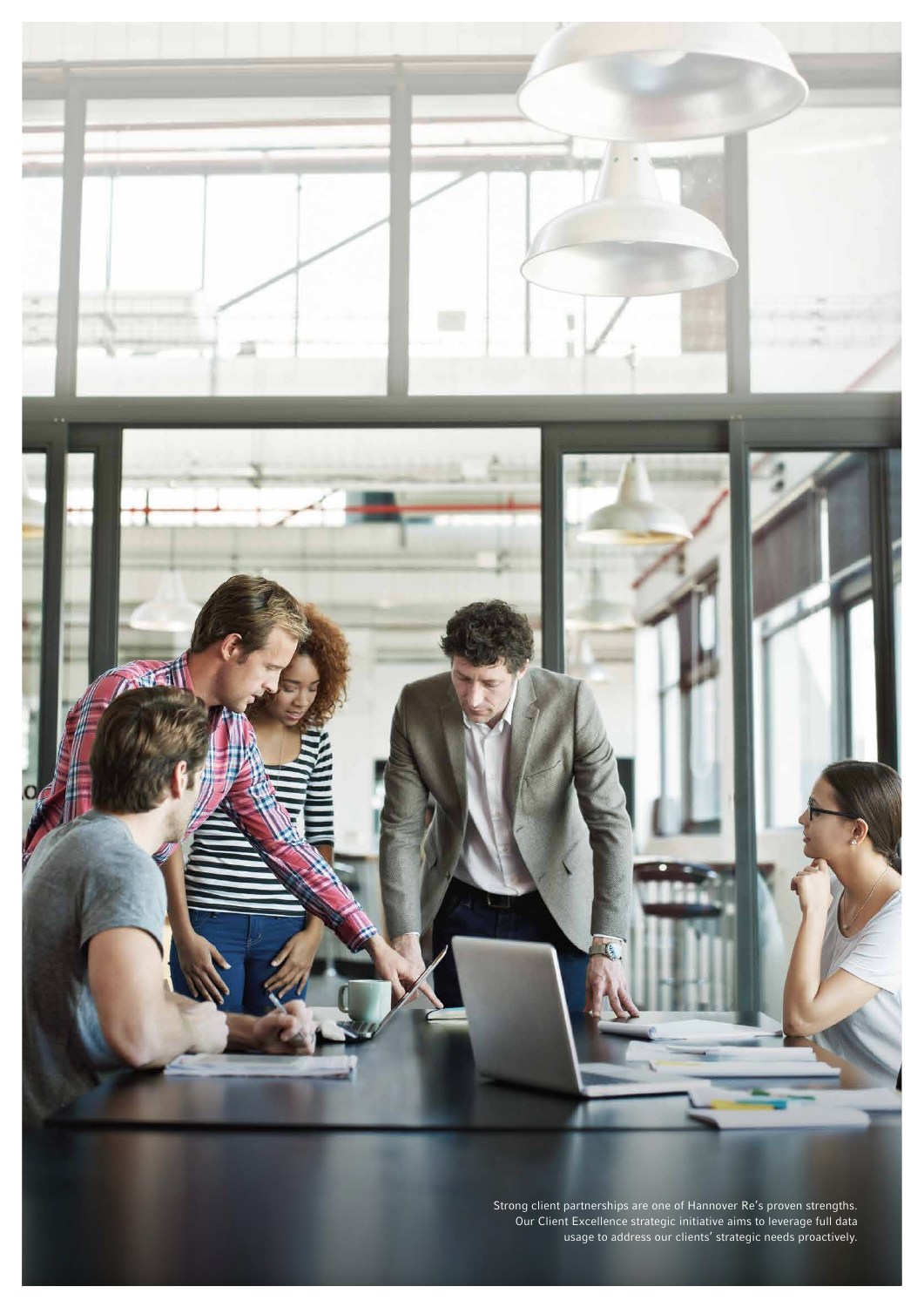Strong client partnerships are one of Hannover Re's proven strengths. Our Client Excellence strategic initiative aims to leverage full data usage to address our clients' strategic needs proactively.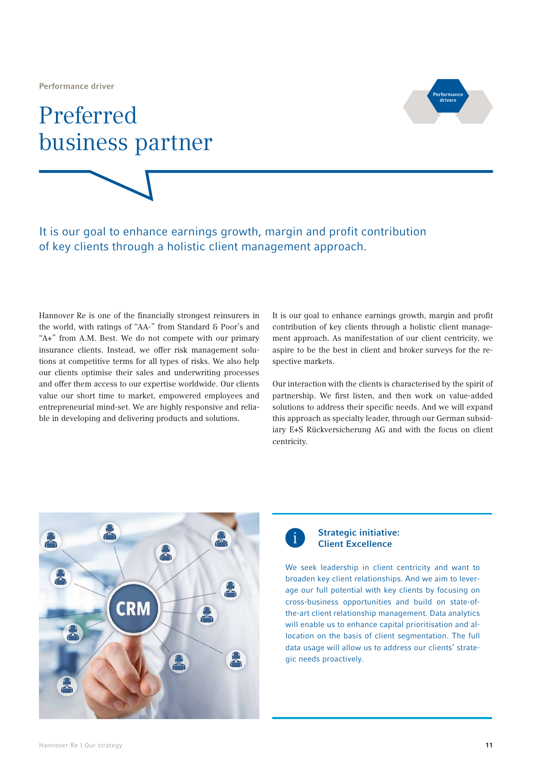Performance driver

# Preferred business partner

## It is our goal to enhance earnings growth, margin and profit contribution of key clients through a holistic client management approach.

Hannover Re is one of the financially strongest reinsurers in the world, with ratings of "AA-" from Standard & Poor's and "A+" from A.M. Best. We do not compete with our primary insurance clients. Instead, we offer risk management solutions at competitive terms for all types of risks. We also help our clients optimise their sales and underwriting processes and offer them access to our expertise worldwide. Our clients value our short time to market, empowered employees and entrepreneurial mind-set. We are highly responsive and reliable in developing and delivering products and solutions.

It is our goal to enhance earnings growth, margin and profit contribution of key clients through a holistic client management approach. As manifestation of our client centricity, we aspire to be the best in client and broker surveys for the respective markets.

Our interaction with the clients is characterised by the spirit of partnership. We first listen, and then work on value-added solutions to address their specific needs. And we will expand this approach as specialty leader, through our German subsidiary E+S Rückversicherung AG and with the focus on client centricity.

### Strategic initiative: Client Excellence

We seek leadership in client centricity and want to broaden key client relationships. And we aim to leverage our full potential with key clients by focusing on cross-business opportunities and build on state-of-the-art client relationship management. Data analytics will enable us to enhance capital prioritisation and allocation on the basis of client segmentation. The full data usage will allow us to address our clients' strategic needs proactively.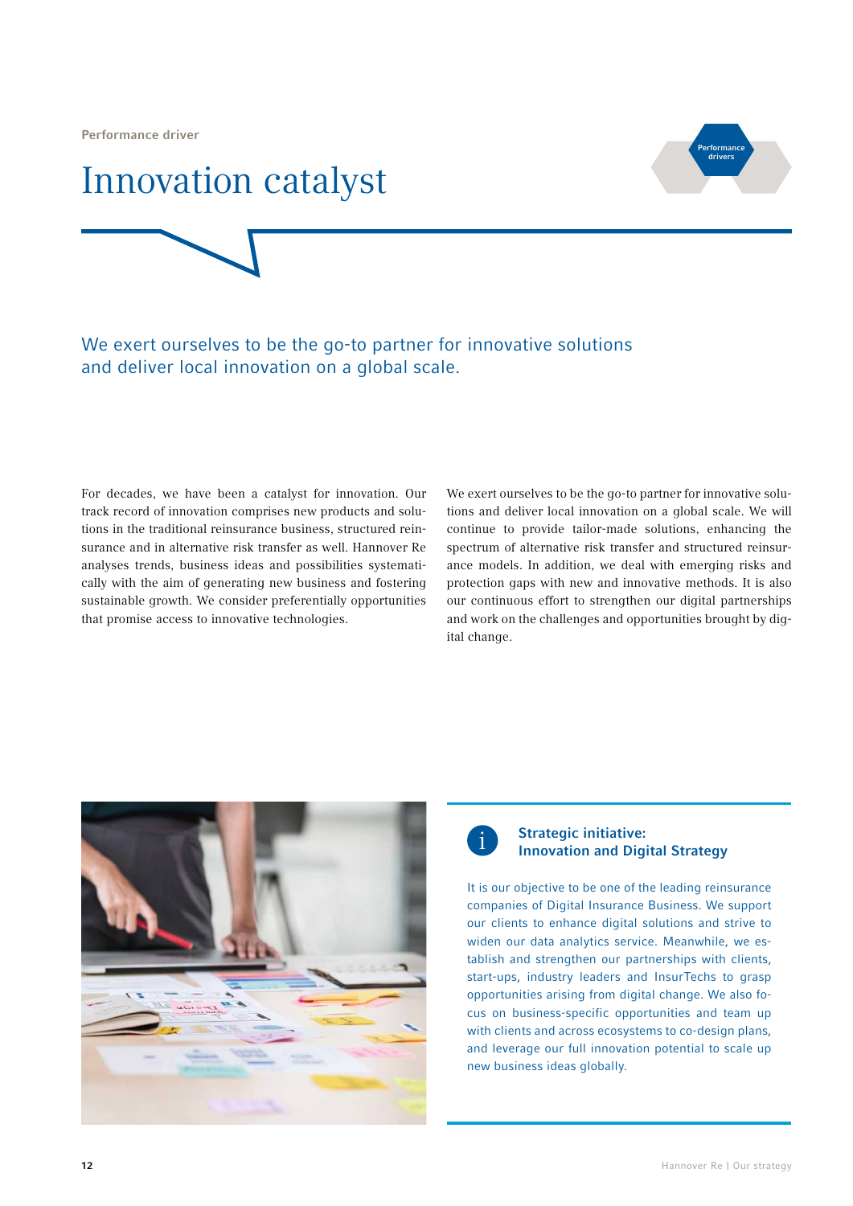Performance driver

# Innovation catalyst

## We exert ourselves to be the go-to partner for innovative solutions and deliver local innovation on a global scale.

For decades, we have been a catalyst for innovation. Our track record of innovation comprises new products and solutions in the traditional reinsurance business, structured reinsurance and in alternative risk transfer as well. Hannover Re analyses trends, business ideas and possibilities systematically with the aim of generating new business and fostering sustainable growth. We consider preferentially opportunities that promise access to innovative technologies.

We exert ourselves to be the go-to partner for innovative solutions and deliver local innovation on a global scale. We will continue to provide tailor-made solutions, enhancing the spectrum of alternative risk transfer and structured reinsurance models. In addition, we deal with emerging risks and protection gaps with new and innovative methods. It is also our continuous effort to strengthen our digital partnerships and work on the challenges and opportunities brought by digital change.

### Strategic initiative: Innovation and Digital Strategy

It is our objective to be one of the leading reinsurance companies of Digital Insurance Business. We support our clients to enhance digital solutions and strive to widen our data analytics service. Meanwhile, we establish and strengthen our partnerships with clients, start-ups, industry leaders and InsurTechs to grasp opportunities arising from digital change. We also focus on business-specific opportunities and team up with clients and across ecosystems to co-design plans, and leverage our full innovation potential to scale up new business ideas globally.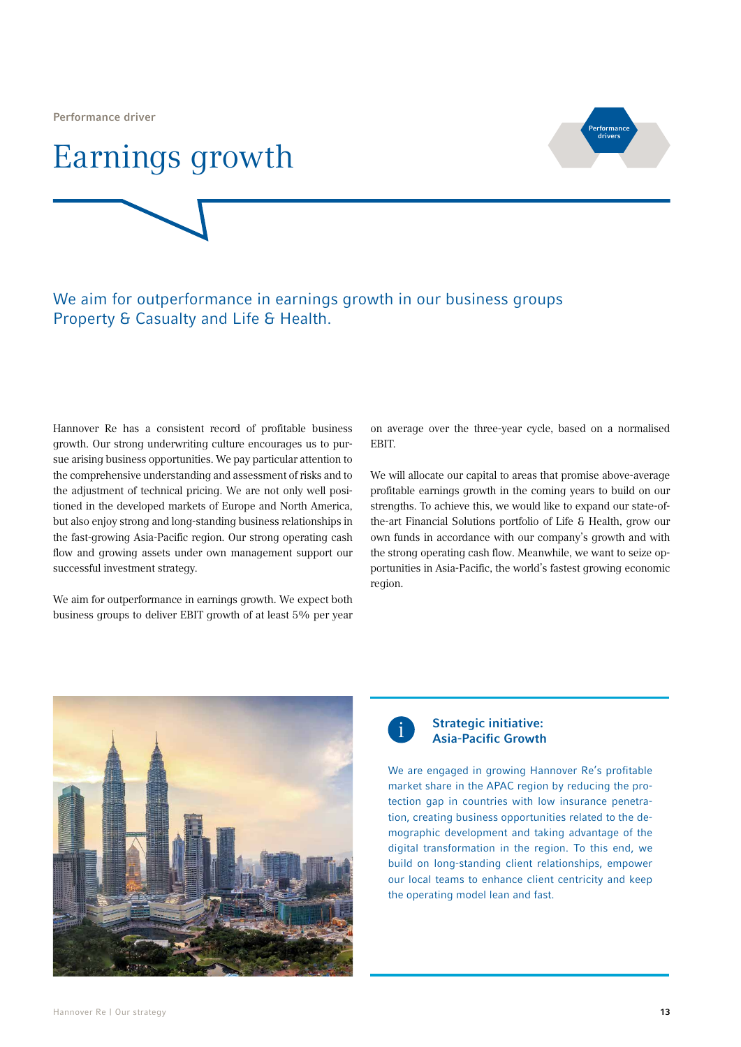Performance driver

# Earnings growth

## We aim for outperformance in earnings growth in our business groups Property & Casualty and Life & Health.

Hannover Re has a consistent record of profitable business growth. Our strong underwriting culture encourages us to pursue arising business opportunities. We pay particular attention to the comprehensive understanding and assessment of risks and to the adjustment of technical pricing. We are not only well positioned in the developed markets of Europe and North America, but also enjoy strong and long-standing business relationships in the fast-growing Asia-Pacific region. Our strong operating cash flow and growing assets under own management support our successful investment strategy.

We aim for outperformance in earnings growth. We expect both business groups to deliver EBIT growth of at least 5% per year on average over the three-year cycle, based on a normalised EBIT.

We will allocate our capital to areas that promise above-average profitable earnings growth in the coming years to build on our strengths. To achieve this, we would like to expand our state-of-the-art Financial Solutions portfolio of Life & Health, grow our own funds in accordance with our company's growth and with the strong operating cash flow. Meanwhile, we want to seize opportunities in Asia-Pacific, the world's fastest growing economic region.

### Strategic initiative: Asia-Pacific Growth

We are engaged in growing Hannover Re's profitable market share in the APAC region by reducing the protection gap in countries with low insurance penetration, creating business opportunities related to the demographic development and taking advantage of the digital transformation in the region. To this end, we build on long-standing client relationships, empower our local teams to enhance client centricity and keep the operating model lean and fast.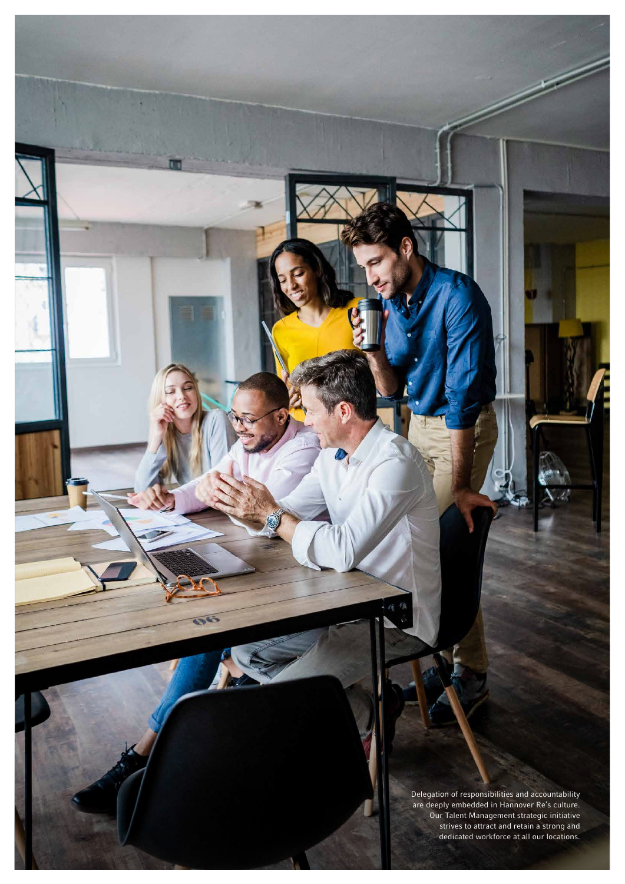Delegation of responsibilities and accountability are deeply embedded in Hannover Re's culture. Our Talent Management strategic initiative strives to attract and retain a strong and dedicated workforce at all our locations.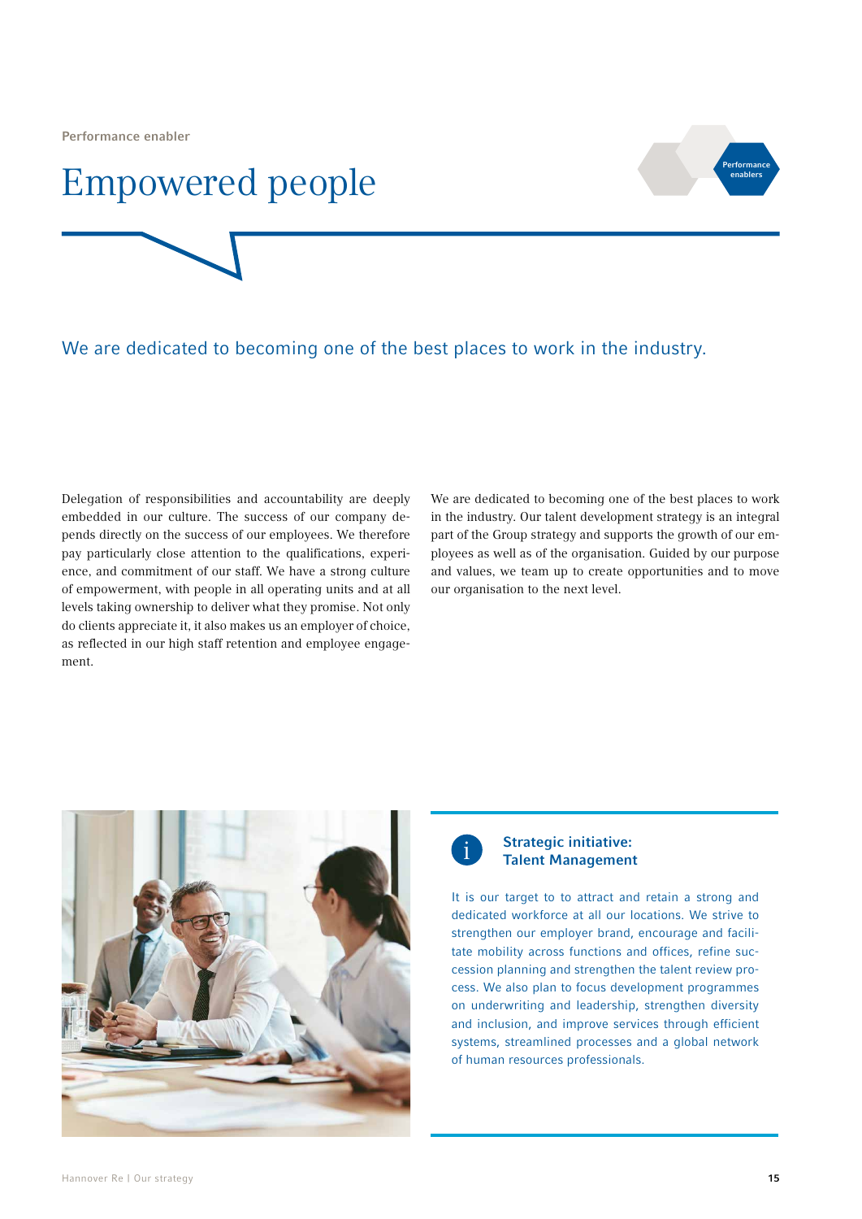Performance enabler

# Empowered people

## We are dedicated to becoming one of the best places to work in the industry.

Delegation of responsibilities and accountability are deeply embedded in our culture. The success of our company depends directly on the success of our employees. We therefore pay particularly close attention to the qualifications, experience, and commitment of our staff. We have a strong culture of empowerment, with people in all operating units and at all levels taking ownership to deliver what they promise. Not only do clients appreciate it, it also makes us an employer of choice, as reflected in our high staff retention and employee engagement.

We are dedicated to becoming one of the best places to work in the industry. Our talent development strategy is an integral part of the Group strategy and supports the growth of our employees as well as of the organisation. Guided by our purpose and values, we team up to create opportunities and to move our organisation to the next level.

### Strategic initiative: Talent Management

It is our target to to attract and retain a strong and dedicated workforce at all our locations. We strive to strengthen our employer brand, encourage and facilitate mobility across functions and offices, refine succession planning and strengthen the talent review process. We also plan to focus development programmes on underwriting and leadership, strengthen diversity and inclusion, and improve services through efficient systems, streamlined processes and a global network of human resources professionals.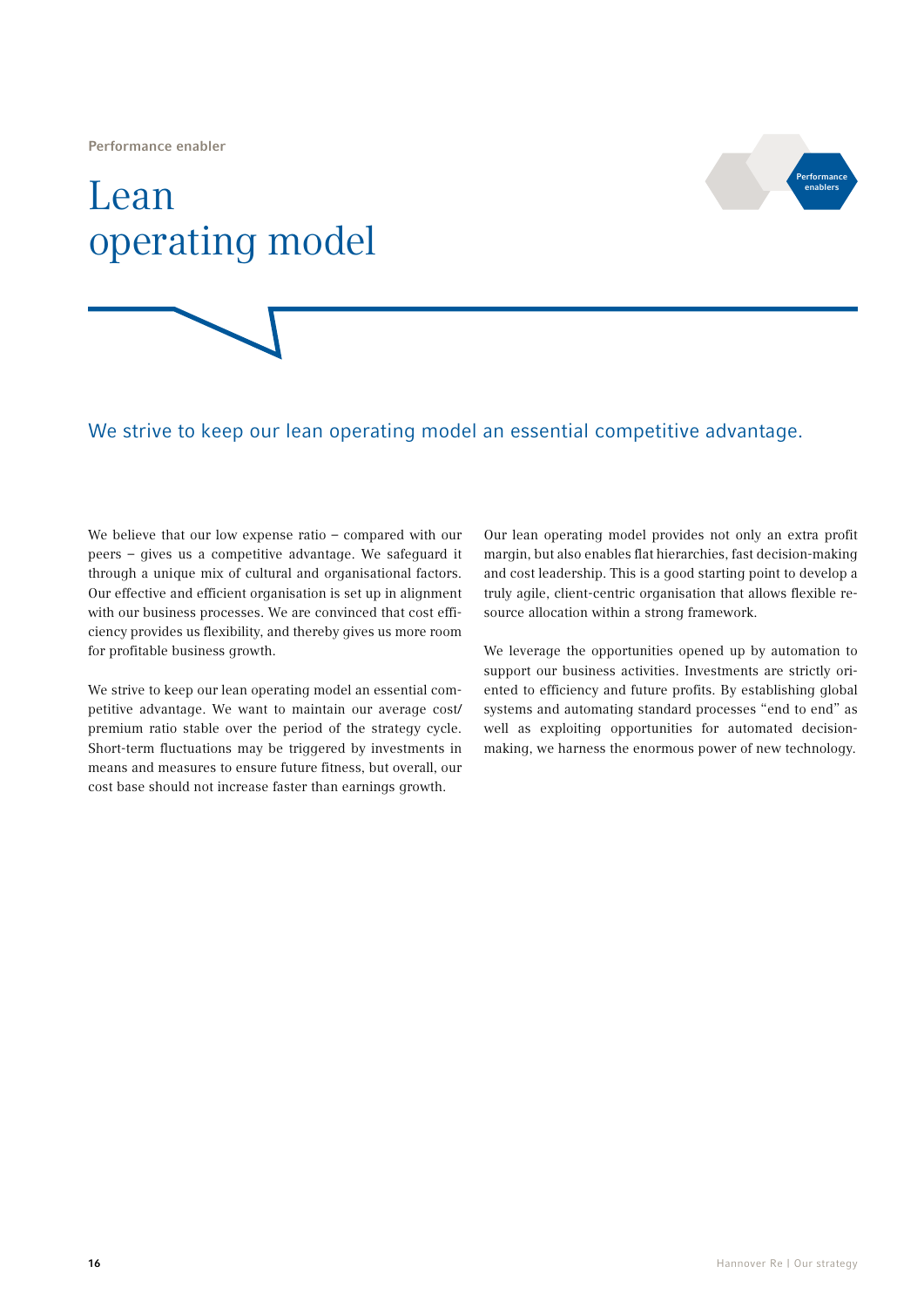Performance enabler

# Lean operating model

## We strive to keep our lean operating model an essential competitive advantage.

We believe that our low expense ratio – compared with our peers – gives us a competitive advantage. We safeguard it through a unique mix of cultural and organisational factors. Our effective and efficient organisation is set up in alignment with our business processes. We are convinced that cost efficiency provides us flexibility, and thereby gives us more room for profitable business growth.

We strive to keep our lean operating model an essential competitive advantage. We want to maintain our average cost/premium ratio stable over the period of the strategy cycle. Short-term fluctuations may be triggered by investments in means and measures to ensure future fitness, but overall, our cost base should not increase faster than earnings growth.

Our lean operating model provides not only an extra profit margin, but also enables flat hierarchies, fast decision-making and cost leadership. This is a good starting point to develop a truly agile, client-centric organisation that allows flexible resource allocation within a strong framework.

We leverage the opportunities opened up by automation to support our business activities. Investments are strictly oriented to efficiency and future profits. By establishing global systems and automating standard processes "end to end" as well as exploiting opportunities for automated decision-making, we harness the enormous power of new technology.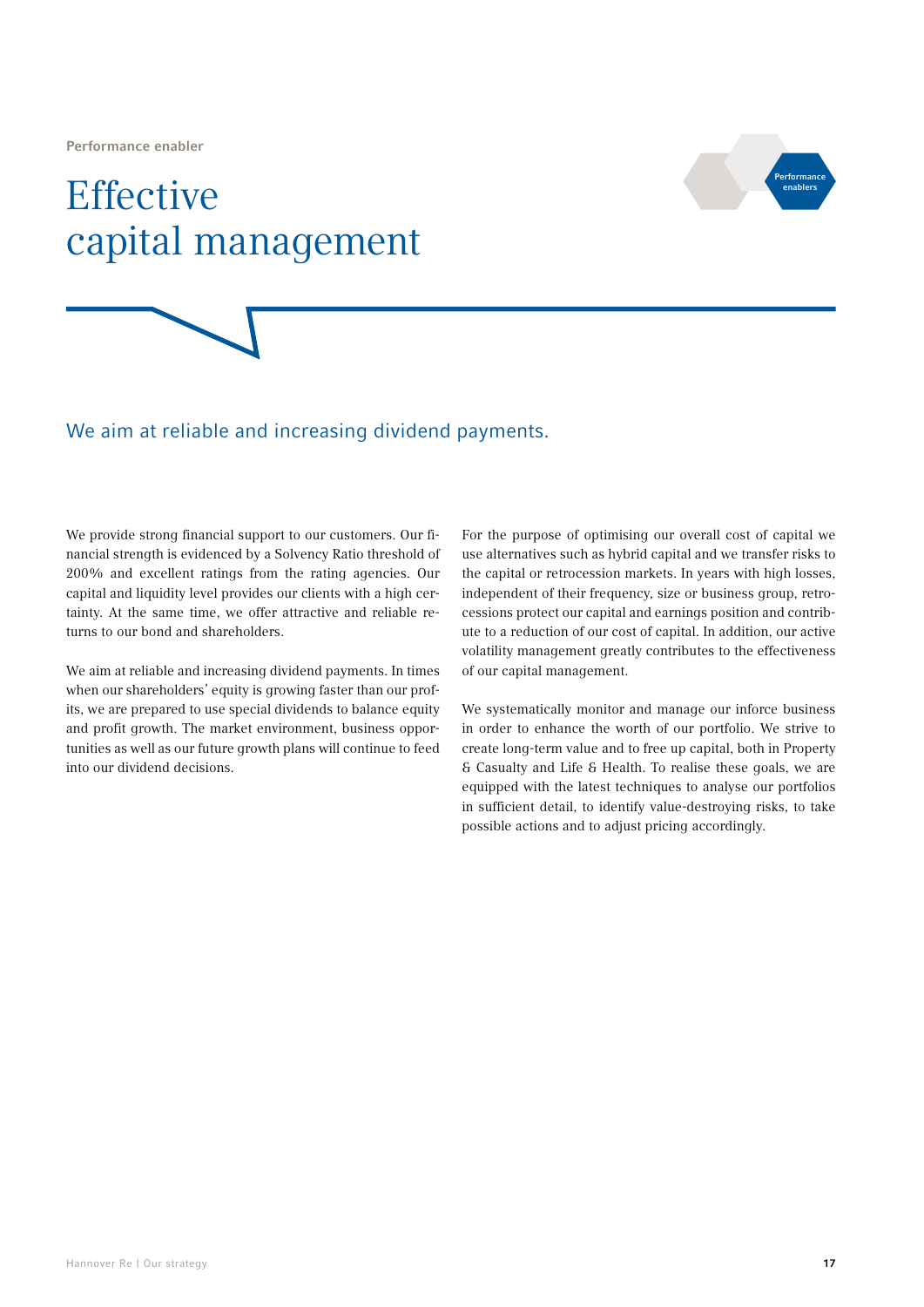Performance enabler

# Effective capital management

## We aim at reliable and increasing dividend payments.

We provide strong financial support to our customers. Our financial strength is evidenced by a Solvency Ratio threshold of 200% and excellent ratings from the rating agencies. Our capital and liquidity level provides our clients with a high certainty. At the same time, we offer attractive and reliable returns to our bond and shareholders.

We aim at reliable and increasing dividend payments. In times when our shareholders' equity is growing faster than our profits, we are prepared to use special dividends to balance equity and profit growth. The market environment, business opportunities as well as our future growth plans will continue to feed into our dividend decisions.

For the purpose of optimising our overall cost of capital we use alternatives such as hybrid capital and we transfer risks to the capital or retrocession markets. In years with high losses, independent of their frequency, size or business group, retrocessions protect our capital and earnings position and contribute to a reduction of our cost of capital. In addition, our active volatility management greatly contributes to the effectiveness of our capital management.

We systematically monitor and manage our inforce business in order to enhance the worth of our portfolio. We strive to create long-term value and to free up capital, both in Property & Casualty and Life & Health. To realise these goals, we are equipped with the latest techniques to analyse our portfolios in sufficient detail, to identify value-destroying risks, to take possible actions and to adjust pricing accordingly.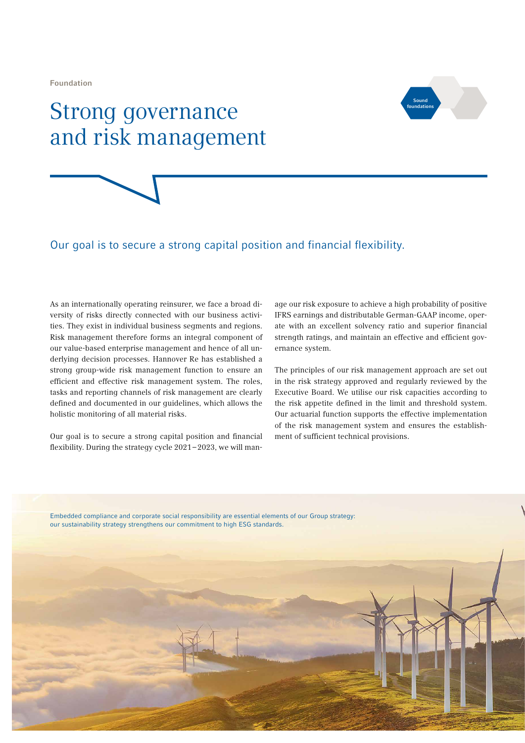Foundation

# Strong governance and risk management

Sound foundations

## Our goal is to secure a strong capital position and financial flexibility.

As an internationally operating reinsurer, we face a broad diversity of risks directly connected with our business activities. They exist in individual business segments and regions. Risk management therefore forms an integral component of our value-based enterprise management and hence of all underlying decision processes. Hannover Re has established a strong group-wide risk management function to ensure an efficient and effective risk management system. The roles, tasks and reporting channels of risk management are clearly defined and documented in our guidelines, which allows the holistic monitoring of all material risks.

Our goal is to secure a strong capital position and financial flexibility. During the strategy cycle 2021–2023, we will manage our risk exposure to achieve a high probability of positive IFRS earnings and distributable German-GAAP income, operate with an excellent solvency ratio and superior financial strength ratings, and maintain an effective and efficient governance system.

The principles of our risk management approach are set out in the risk strategy approved and regularly reviewed by the Executive Board. We utilise our risk capacities according to the risk appetite defined in the limit and threshold system. Our actuarial function supports the effective implementation of the risk management system and ensures the establishment of sufficient technical provisions.

Embedded compliance and corporate social responsibility are essential elements of our Group strategy: our sustainability strategy strengthens our commitment to high ESG standards.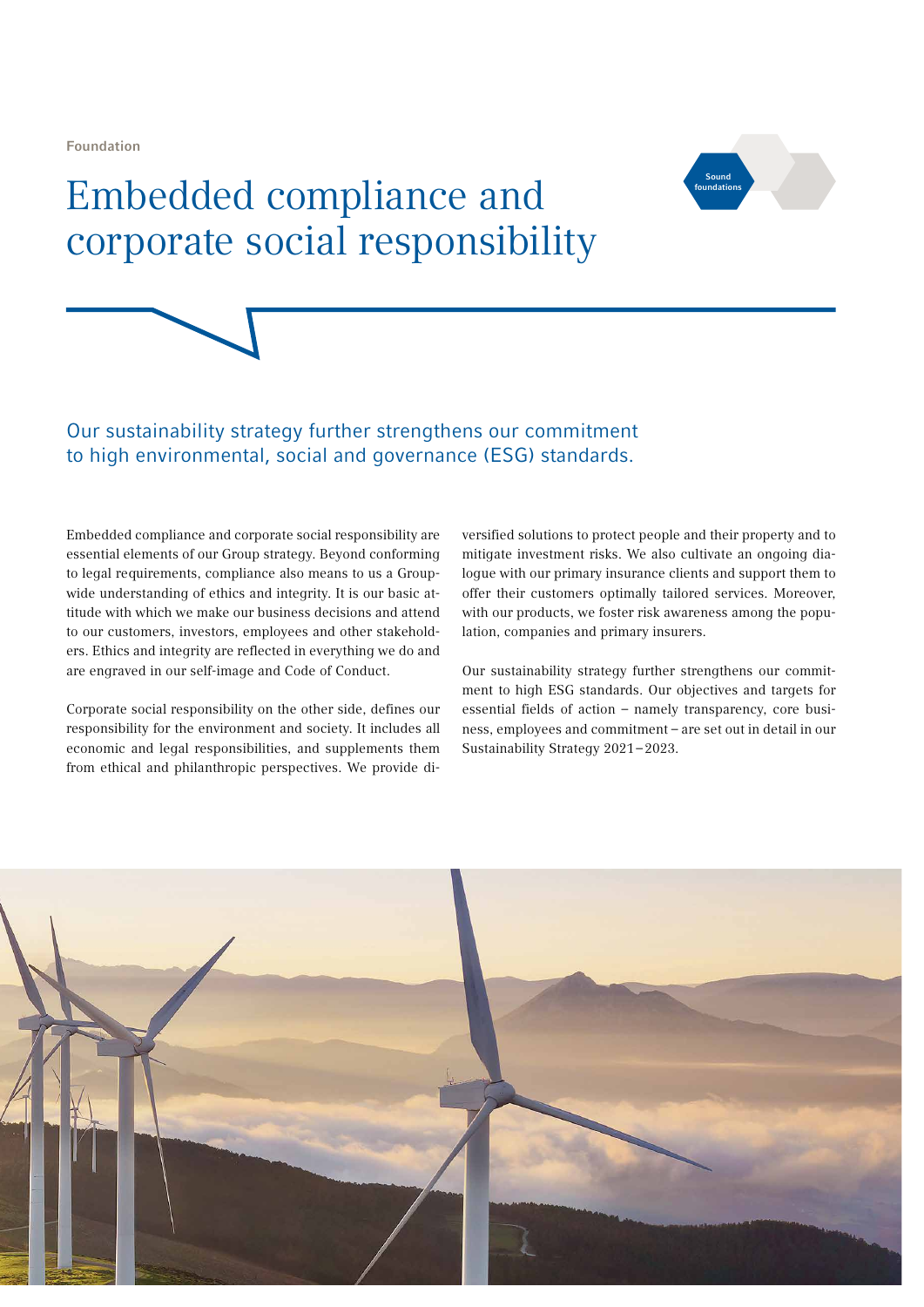Foundation

# Embedded compliance and corporate social responsibility

Sound foundations

## Our sustainability strategy further strengthens our commitment to high environmental, social and governance (ESG) standards.

Embedded compliance and corporate social responsibility are essential elements of our Group strategy. Beyond conforming to legal requirements, compliance also means to us a Group-wide understanding of ethics and integrity. It is our basic attitude with which we make our business decisions and attend to our customers, investors, employees and other stakeholders. Ethics and integrity are reflected in everything we do and are engraved in our self-image and Code of Conduct.

Corporate social responsibility on the other side, defines our responsibility for the environment and society. It includes all economic and legal responsibilities, and supplements them from ethical and philanthropic perspectives. We provide diversified solutions to protect people and their property and to mitigate investment risks. We also cultivate an ongoing dialogue with our primary insurance clients and support them to offer their customers optimally tailored services. Moreover, with our products, we foster risk awareness among the population, companies and primary insurers.

Our sustainability strategy further strengthens our commitment to high ESG standards. Our objectives and targets for essential fields of action – namely transparency, core business, employees and commitment – are set out in detail in our Sustainability Strategy 2021–2023.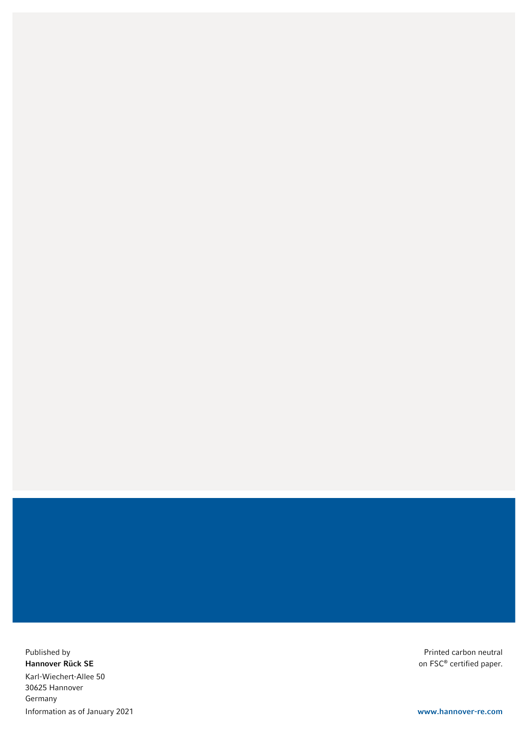Published by
**Hannover Rück SE**
Karl-Wiechert-Allee 50
30625 Hannover
Germany
Information as of January 2021

Printed carbon neutral
on FSC® certified paper.

**www.hannover-re.com**